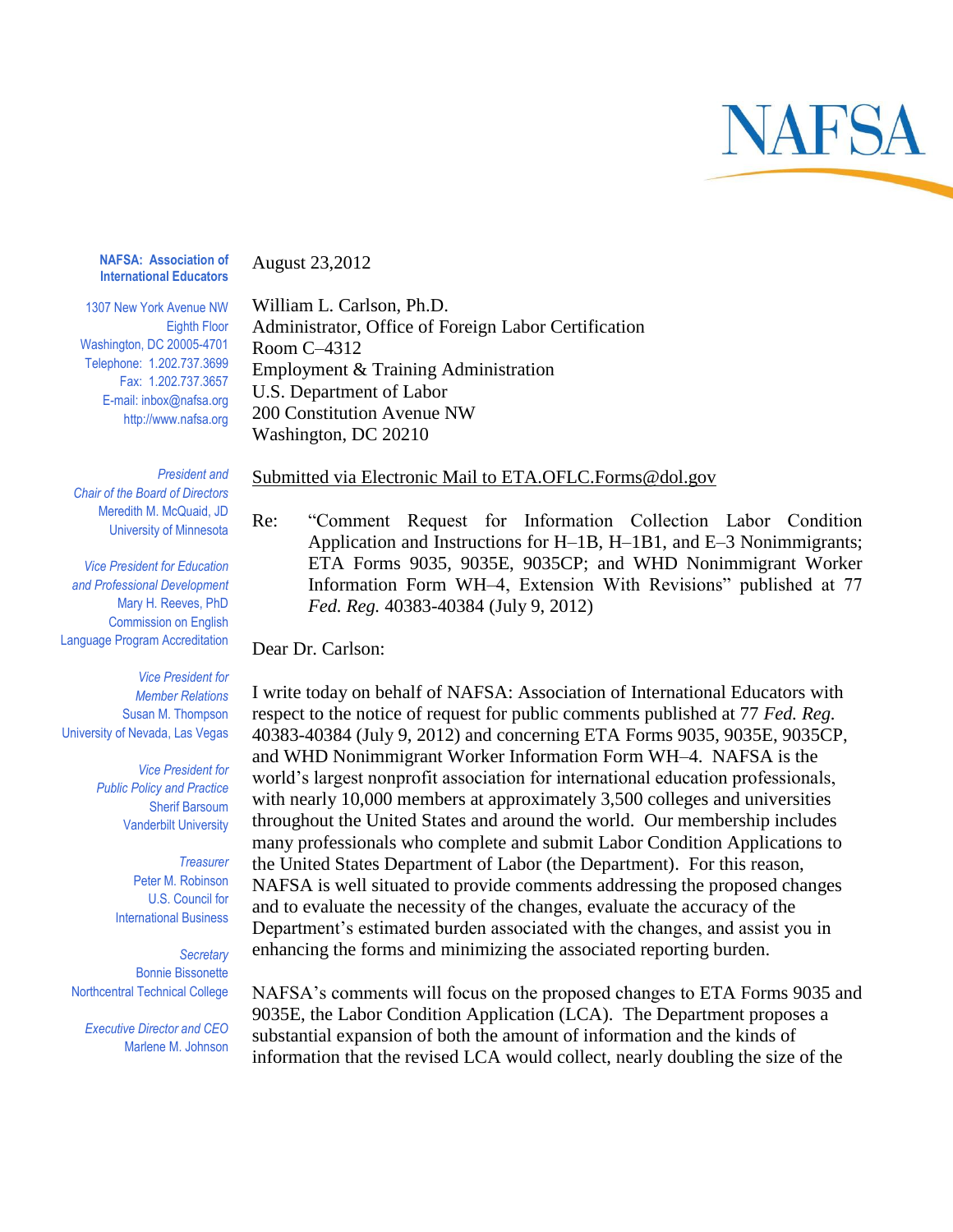NAFSA

**NAFSA: Association of International Educators**

1307 New York Avenue NW
Eighth Floor
Washington, DC 20005-4701
Telephone: 1.202.737.3699
Fax: 1.202.737.3657
E-mail: inbox@nafsa.org
http://www.nafsa.org

*President and Chair of the Board of Directors*
Meredith M. McQuaid, JD
University of Minnesota

*Vice President for Education and Professional Development*
Mary H. Reeves, PhD
Commission on English Language Program Accreditation

*Vice President for Member Relations*
Susan M. Thompson
University of Nevada, Las Vegas

*Vice President for Public Policy and Practice*
Sherif Barsoum
Vanderbilt University

*Treasurer*
Peter M. Robinson
U.S. Council for International Business

*Secretary*
Bonnie Bissonette
Northcentral Technical College

*Executive Director and CEO*
Marlene M. Johnson

August 23,2012

William L. Carlson, Ph.D.
Administrator, Office of Foreign Labor Certification
Room C–4312
Employment & Training Administration
U.S. Department of Labor
200 Constitution Avenue NW
Washington, DC 20210

Submitted via Electronic Mail to ETA.OFLC.Forms@dol.gov

Re: "Comment Request for Information Collection Labor Condition Application and Instructions for H–1B, H–1B1, and E–3 Nonimmigrants; ETA Forms 9035, 9035E, 9035CP; and WHD Nonimmigrant Worker Information Form WH–4, Extension With Revisions" published at 77 *Fed. Reg.* 40383-40384 (July 9, 2012)

Dear Dr. Carlson:

I write today on behalf of NAFSA: Association of International Educators with respect to the notice of request for public comments published at 77 *Fed. Reg.* 40383-40384 (July 9, 2012) and concerning ETA Forms 9035, 9035E, 9035CP, and WHD Nonimmigrant Worker Information Form WH–4. NAFSA is the world's largest nonprofit association for international education professionals, with nearly 10,000 members at approximately 3,500 colleges and universities throughout the United States and around the world. Our membership includes many professionals who complete and submit Labor Condition Applications to the United States Department of Labor (the Department). For this reason, NAFSA is well situated to provide comments addressing the proposed changes and to evaluate the necessity of the changes, evaluate the accuracy of the Department's estimated burden associated with the changes, and assist you in enhancing the forms and minimizing the associated reporting burden.

NAFSA's comments will focus on the proposed changes to ETA Forms 9035 and 9035E, the Labor Condition Application (LCA). The Department proposes a substantial expansion of both the amount of information and the kinds of information that the revised LCA would collect, nearly doubling the size of the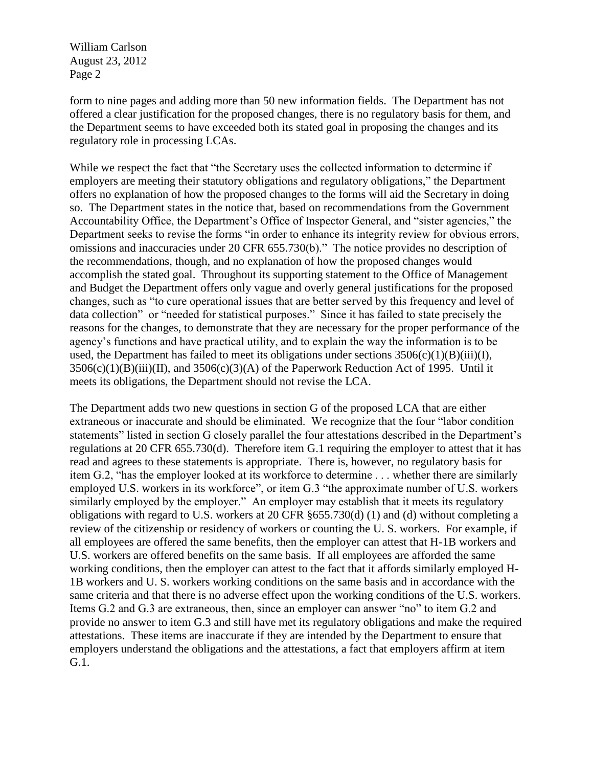form to nine pages and adding more than 50 new information fields. The Department has not offered a clear justification for the proposed changes, there is no regulatory basis for them, and the Department seems to have exceeded both its stated goal in proposing the changes and its regulatory role in processing LCAs.

While we respect the fact that "the Secretary uses the collected information to determine if employers are meeting their statutory obligations and regulatory obligations," the Department offers no explanation of how the proposed changes to the forms will aid the Secretary in doing so. The Department states in the notice that, based on recommendations from the Government Accountability Office, the Department's Office of Inspector General, and "sister agencies," the Department seeks to revise the forms "in order to enhance its integrity review for obvious errors, omissions and inaccuracies under 20 CFR 655.730(b)." The notice provides no description of the recommendations, though, and no explanation of how the proposed changes would accomplish the stated goal. Throughout its supporting statement to the Office of Management and Budget the Department offers only vague and overly general justifications for the proposed changes, such as "to cure operational issues that are better served by this frequency and level of data collection" or "needed for statistical purposes." Since it has failed to state precisely the reasons for the changes, to demonstrate that they are necessary for the proper performance of the agency's functions and have practical utility, and to explain the way the information is to be used, the Department has failed to meet its obligations under sections 3506(c)(1)(B)(iii)(I), 3506(c)(1)(B)(iii)(II), and 3506(c)(3)(A) of the Paperwork Reduction Act of 1995. Until it meets its obligations, the Department should not revise the LCA.

The Department adds two new questions in section G of the proposed LCA that are either extraneous or inaccurate and should be eliminated. We recognize that the four "labor condition statements" listed in section G closely parallel the four attestations described in the Department's regulations at 20 CFR 655.730(d). Therefore item G.1 requiring the employer to attest that it has read and agrees to these statements is appropriate. There is, however, no regulatory basis for item G.2, "has the employer looked at its workforce to determine . . . whether there are similarly employed U.S. workers in its workforce", or item G.3 "the approximate number of U.S. workers similarly employed by the employer." An employer may establish that it meets its regulatory obligations with regard to U.S. workers at 20 CFR §655.730(d) (1) and (d) without completing a review of the citizenship or residency of workers or counting the U. S. workers. For example, if all employees are offered the same benefits, then the employer can attest that H-1B workers and U.S. workers are offered benefits on the same basis. If all employees are afforded the same working conditions, then the employer can attest to the fact that it affords similarly employed H-1B workers and U. S. workers working conditions on the same basis and in accordance with the same criteria and that there is no adverse effect upon the working conditions of the U.S. workers. Items G.2 and G.3 are extraneous, then, since an employer can answer "no" to item G.2 and provide no answer to item G.3 and still have met its regulatory obligations and make the required attestations. These items are inaccurate if they are intended by the Department to ensure that employers understand the obligations and the attestations, a fact that employers affirm at item G.1.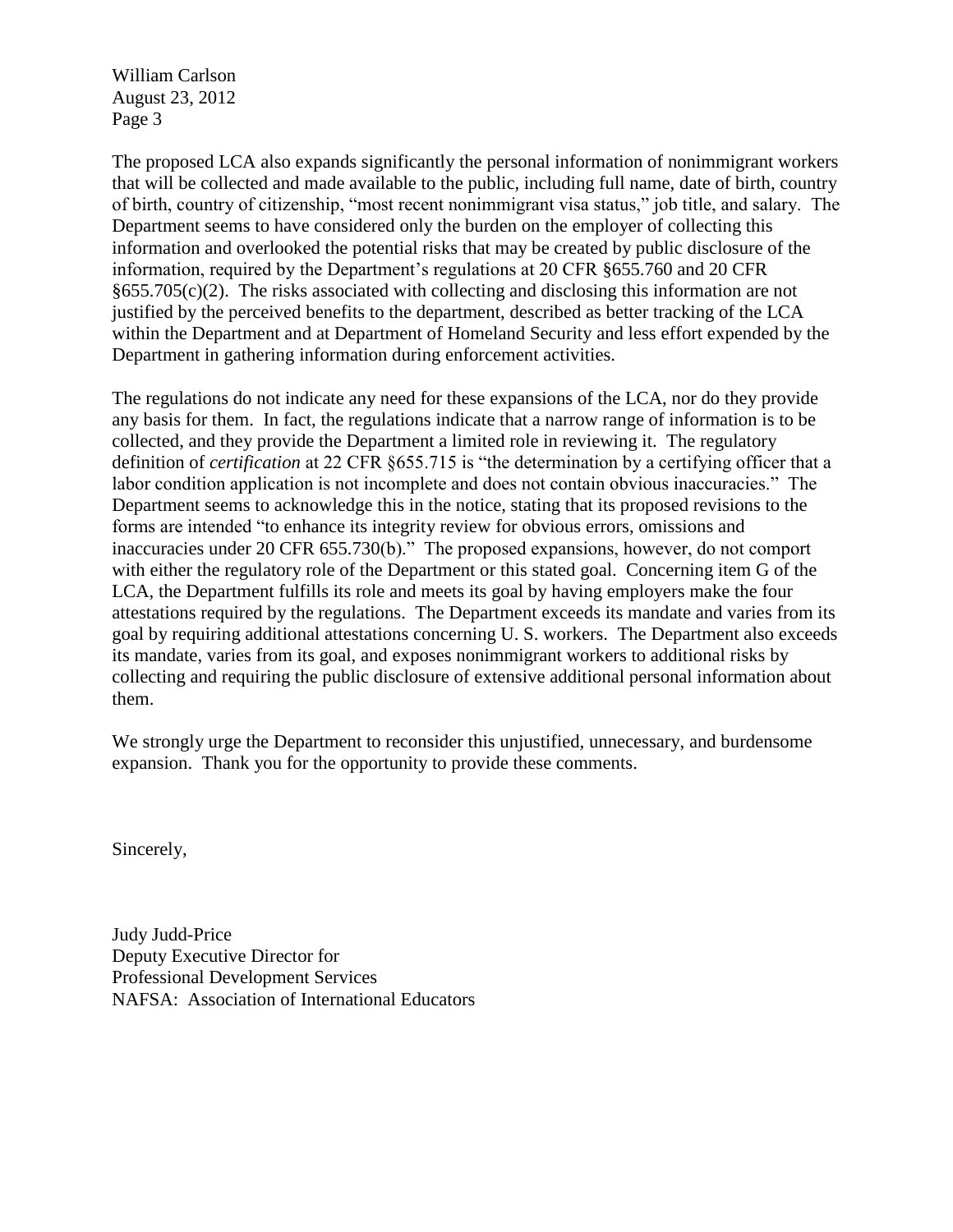The proposed LCA also expands significantly the personal information of nonimmigrant workers that will be collected and made available to the public, including full name, date of birth, country of birth, country of citizenship, "most recent nonimmigrant visa status," job title, and salary. The Department seems to have considered only the burden on the employer of collecting this information and overlooked the potential risks that may be created by public disclosure of the information, required by the Department's regulations at 20 CFR §655.760 and 20 CFR §655.705(c)(2). The risks associated with collecting and disclosing this information are not justified by the perceived benefits to the department, described as better tracking of the LCA within the Department and at Department of Homeland Security and less effort expended by the Department in gathering information during enforcement activities.

The regulations do not indicate any need for these expansions of the LCA, nor do they provide any basis for them. In fact, the regulations indicate that a narrow range of information is to be collected, and they provide the Department a limited role in reviewing it. The regulatory definition of *certification* at 22 CFR §655.715 is "the determination by a certifying officer that a labor condition application is not incomplete and does not contain obvious inaccuracies." The Department seems to acknowledge this in the notice, stating that its proposed revisions to the forms are intended "to enhance its integrity review for obvious errors, omissions and inaccuracies under 20 CFR 655.730(b)." The proposed expansions, however, do not comport with either the regulatory role of the Department or this stated goal. Concerning item G of the LCA, the Department fulfills its role and meets its goal by having employers make the four attestations required by the regulations. The Department exceeds its mandate and varies from its goal by requiring additional attestations concerning U. S. workers. The Department also exceeds its mandate, varies from its goal, and exposes nonimmigrant workers to additional risks by collecting and requiring the public disclosure of extensive additional personal information about them.

We strongly urge the Department to reconsider this unjustified, unnecessary, and burdensome expansion. Thank you for the opportunity to provide these comments.

Sincerely,

Judy Judd-Price
Deputy Executive Director for
Professional Development Services
NAFSA: Association of International Educators